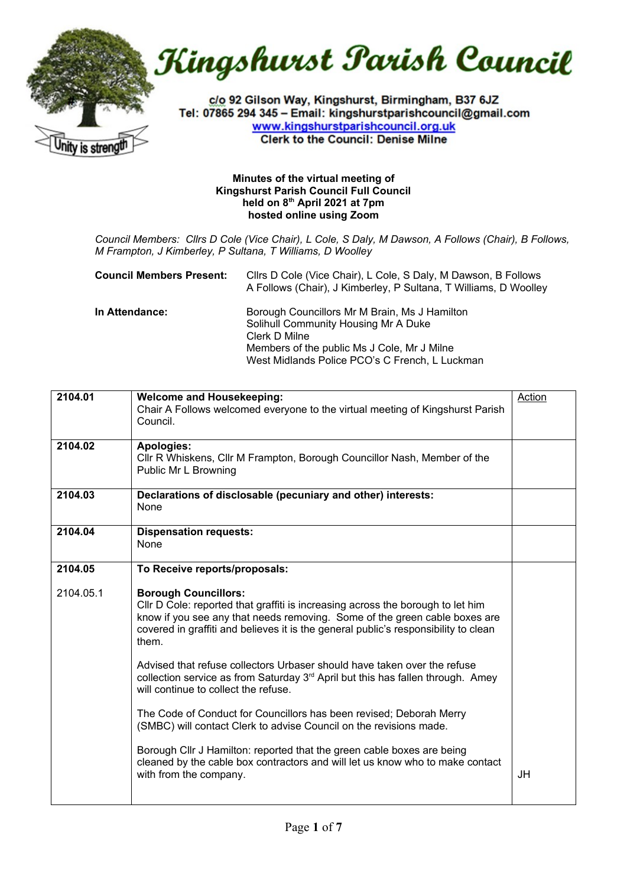# Kingshurst Parish Council

c/o 92 Gilson Way, Kingshurst, Birmingham, B37 6JZ
Tel: 07865 294 345 – Email: kingshurstparishcouncil@gmail.com
www.kingshurstparishcouncil.org.uk
Clerk to the Council: Denise Milne

Unity is strength

**Minutes of the virtual meeting of Kingshurst Parish Council Full Council held on 8th April 2021 at 7pm hosted online using Zoom**

*Council Members: Cllrs D Cole (Vice Chair), L Cole, S Daly, M Dawson, A Follows (Chair), B Follows, M Frampton, J Kimberley, P Sultana, T Williams, D Woolley*

**Council Members Present:** Cllrs D Cole (Vice Chair), L Cole, S Daly, M Dawson, B Follows, A Follows (Chair), J Kimberley, P Sultana, T Williams, D Woolley

**In Attendance:** Borough Councillors Mr M Brain, Ms J Hamilton
Solihull Community Housing Mr A Duke
Clerk D Milne
Members of the public Ms J Cole, Mr J Milne
West Midlands Police PCO's C French, L Luckman

| | | Action |
|---|---|---|
| 2104.01 | **Welcome and Housekeeping:**<br>Chair A Follows welcomed everyone to the virtual meeting of Kingshurst Parish Council. | |
| 2104.02 | **Apologies:**<br>Cllr R Whiskens, Cllr M Frampton, Borough Councillor Nash, Member of the Public Mr L Browning | |
| 2104.03 | **Declarations of disclosable (pecuniary and other) interests:**<br>None | |
| 2104.04 | **Dispensation requests:**<br>None | |
| 2104.05 | **To Receive reports/proposals:** | |
| 2104.05.1 | **Borough Councillors:**<br>Cllr D Cole: reported that graffiti is increasing across the borough to let him know if you see any that needs removing. Some of the green cable boxes are covered in graffiti and believes it is the general public's responsibility to clean them.<br><br>Advised that refuse collectors Urbaser should have taken over the refuse collection service as from Saturday 3rd April but this has fallen through. Amey will continue to collect the refuse.<br><br>The Code of Conduct for Councillors has been revised; Deborah Merry (SMBC) will contact Clerk to advise Council on the revisions made.<br><br>Borough Cllr J Hamilton: reported that the green cable boxes are being cleaned by the cable box contractors and will let us know who to make contact with from the company. | JH |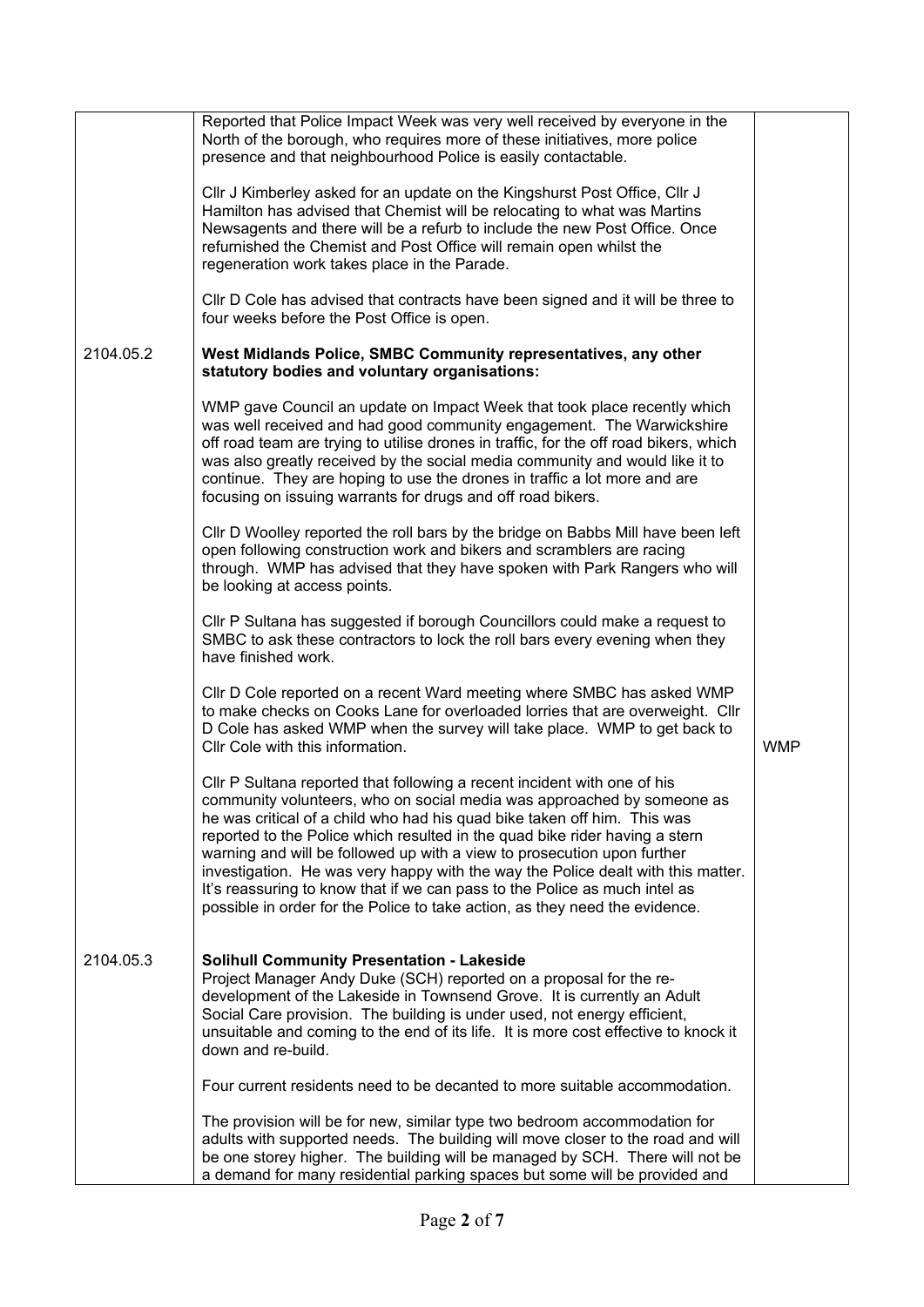| | | |
|---|---|---|
| | Reported that Police Impact Week was very well received by everyone in the North of the borough, who requires more of these initiatives, more police presence and that neighbourhood Police is easily contactable.<br><br>Cllr J Kimberley asked for an update on the Kingshurst Post Office, Cllr J Hamilton has advised that Chemist will be relocating to what was Martins Newsagents and there will be a refurb to include the new Post Office. Once refurnished the Chemist and Post Office will remain open whilst the regeneration work takes place in the Parade.<br><br>Cllr D Cole has advised that contracts have been signed and it will be three to four weeks before the Post Office is open. | |
| 2104.05.2 | **West Midlands Police, SMBC Community representatives, any other statutory bodies and voluntary organisations:**<br><br>WMP gave Council an update on Impact Week that took place recently which was well received and had good community engagement. The Warwickshire off road team are trying to utilise drones in traffic, for the off road bikers, which was also greatly received by the social media community and would like it to continue. They are hoping to use the drones in traffic a lot more and are focusing on issuing warrants for drugs and off road bikers.<br><br>Cllr D Woolley reported the roll bars by the bridge on Babbs Mill have been left open following construction work and bikers and scramblers are racing through. WMP has advised that they have spoken with Park Rangers who will be looking at access points.<br><br>Cllr P Sultana has suggested if borough Councillors could make a request to SMBC to ask these contractors to lock the roll bars every evening when they have finished work.<br><br>Cllr D Cole reported on a recent Ward meeting where SMBC has asked WMP to make checks on Cooks Lane for overloaded lorries that are overweight. Cllr D Cole has asked WMP when the survey will take place. WMP to get back to Cllr Cole with this information.<br><br>Cllr P Sultana reported that following a recent incident with one of his community volunteers, who on social media was approached by someone as he was critical of a child who had his quad bike taken off him. This was reported to the Police which resulted in the quad bike rider having a stern warning and will be followed up with a view to prosecution upon further investigation. He was very happy with the way the Police dealt with this matter. It's reassuring to know that if we can pass to the Police as much intel as possible in order for the Police to take action, as they need the evidence. | WMP |
| 2104.05.3 | **Solihull Community Presentation - Lakeside**<br>Project Manager Andy Duke (SCH) reported on a proposal for the re-development of the Lakeside in Townsend Grove. It is currently an Adult Social Care provision. The building is under used, not energy efficient, unsuitable and coming to the end of its life. It is more cost effective to knock it down and re-build.<br><br>Four current residents need to be decanted to more suitable accommodation.<br><br>The provision will be for new, similar type two bedroom accommodation for adults with supported needs. The building will move closer to the road and will be one storey higher. The building will be managed by SCH. There will not be a demand for many residential parking spaces but some will be provided and | |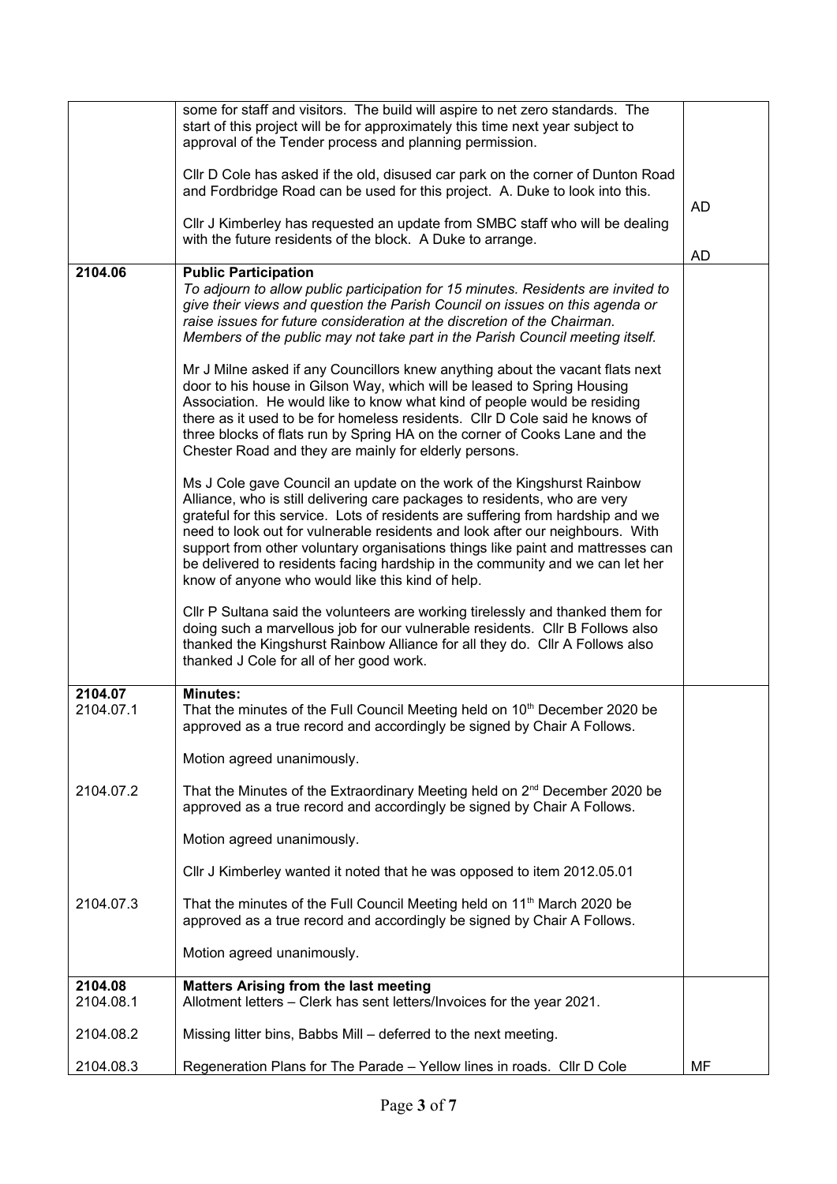| | | |
|---|---|---|
| | some for staff and visitors. The build will aspire to net zero standards. The start of this project will be for approximately this time next year subject to approval of the Tender process and planning permission.<br><br>Cllr D Cole has asked if the old, disused car park on the corner of Dunton Road and Fordbridge Road can be used for this project. A. Duke to look into this.<br><br>Cllr J Kimberley has requested an update from SMBC staff who will be dealing with the future residents of the block. A Duke to arrange. | AD<br><br>AD |
| **2104.06** | **Public Participation**<br>*To adjourn to allow public participation for 15 minutes. Residents are invited to give their views and question the Parish Council on issues on this agenda or raise issues for future consideration at the discretion of the Chairman. Members of the public may not take part in the Parish Council meeting itself.*<br><br>Mr J Milne asked if any Councillors knew anything about the vacant flats next door to his house in Gilson Way, which will be leased to Spring Housing Association. He would like to know what kind of people would be residing there as it used to be for homeless residents. Cllr D Cole said he knows of three blocks of flats run by Spring HA on the corner of Cooks Lane and the Chester Road and they are mainly for elderly persons.<br><br>Ms J Cole gave Council an update on the work of the Kingshurst Rainbow Alliance, who is still delivering care packages to residents, who are very grateful for this service. Lots of residents are suffering from hardship and we need to look out for vulnerable residents and look after our neighbours. With support from other voluntary organisations things like paint and mattresses can be delivered to residents facing hardship in the community and we can let her know of anyone who would like this kind of help.<br><br>Cllr P Sultana said the volunteers are working tirelessly and thanked them for doing such a marvellous job for our vulnerable residents. Cllr B Follows also thanked the Kingshurst Rainbow Alliance for all they do. Cllr A Follows also thanked J Cole for all of her good work. | |
| **2104.07**<br>2104.07.1 | **Minutes:**<br>That the minutes of the Full Council Meeting held on 10th December 2020 be approved as a true record and accordingly be signed by Chair A Follows.<br><br>Motion agreed unanimously. | |
| 2104.07.2 | That the Minutes of the Extraordinary Meeting held on 2nd December 2020 be approved as a true record and accordingly be signed by Chair A Follows.<br><br>Motion agreed unanimously.<br><br>Cllr J Kimberley wanted it noted that he was opposed to item 2012.05.01 | |
| 2104.07.3 | That the minutes of the Full Council Meeting held on 11th March 2020 be approved as a true record and accordingly be signed by Chair A Follows.<br><br>Motion agreed unanimously. | |
| **2104.08**<br>2104.08.1 | **Matters Arising from the last meeting**<br>Allotment letters – Clerk has sent letters/Invoices for the year 2021. | |
| 2104.08.2 | Missing litter bins, Babbs Mill – deferred to the next meeting. | |
| 2104.08.3 | Regeneration Plans for The Parade – Yellow lines in roads. Cllr D Cole | MF |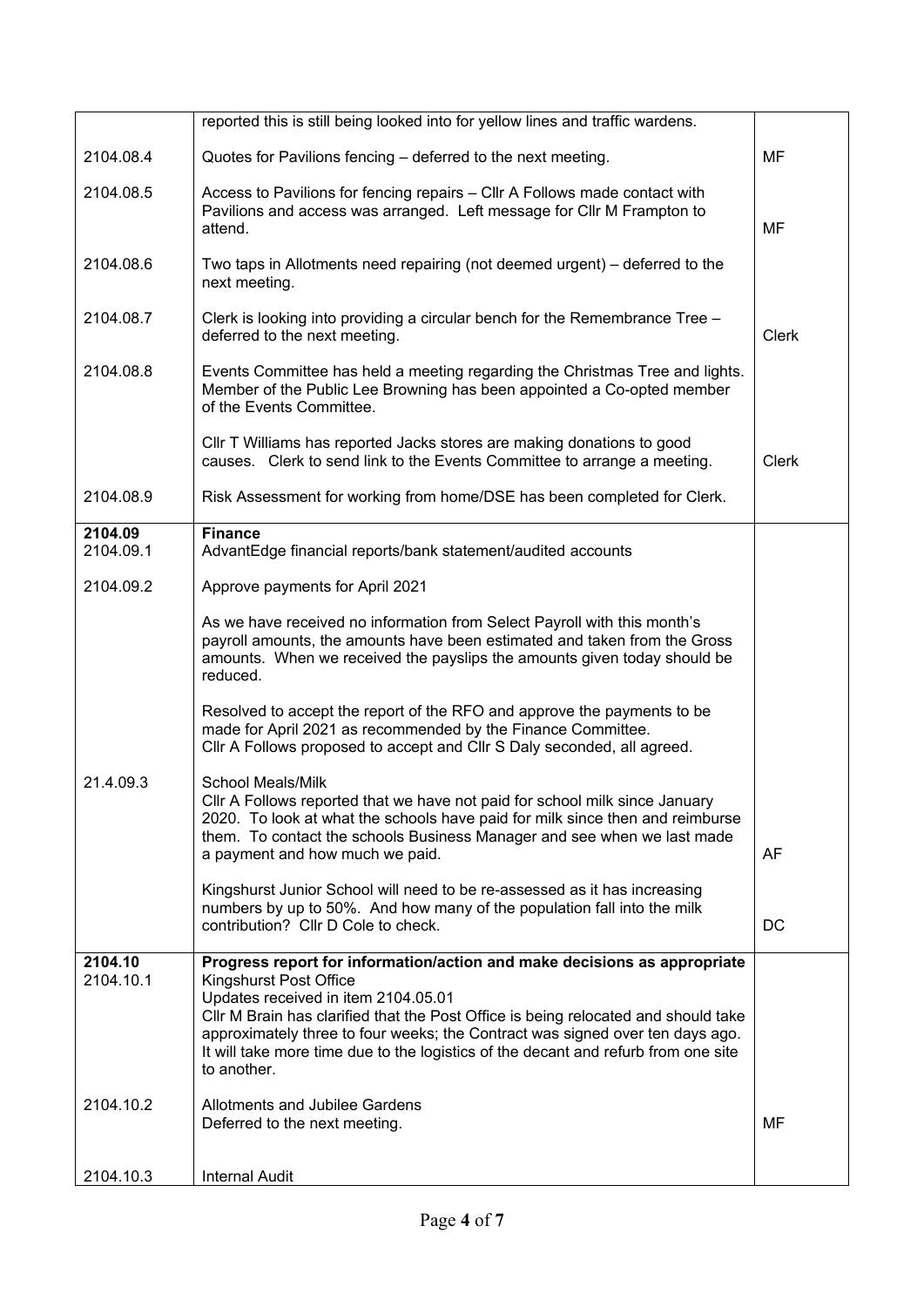| | | |
|---|---|---|
| | reported this is still being looked into for yellow lines and traffic wardens. | |
| 2104.08.4 | Quotes for Pavilions fencing – deferred to the next meeting. | MF |
| 2104.08.5 | Access to Pavilions for fencing repairs – Cllr A Follows made contact with Pavilions and access was arranged. Left message for Cllr M Frampton to attend. | MF |
| 2104.08.6 | Two taps in Allotments need repairing (not deemed urgent) – deferred to the next meeting. | |
| 2104.08.7 | Clerk is looking into providing a circular bench for the Remembrance Tree – deferred to the next meeting. | Clerk |
| 2104.08.8 | Events Committee has held a meeting regarding the Christmas Tree and lights. Member of the Public Lee Browning has been appointed a Co-opted member of the Events Committee.<br><br>Cllr T Williams has reported Jacks stores are making donations to good causes. Clerk to send link to the Events Committee to arrange a meeting. | Clerk |
| 2104.08.9 | Risk Assessment for working from home/DSE has been completed for Clerk. | |
| **2104.09**<br>2104.09.1 | **Finance**<br>AdvantEdge financial reports/bank statement/audited accounts | |
| 2104.09.2 | Approve payments for April 2021<br><br>As we have received no information from Select Payroll with this month's payroll amounts, the amounts have been estimated and taken from the Gross amounts. When we received the payslips the amounts given today should be reduced.<br><br>Resolved to accept the report of the RFO and approve the payments to be made for April 2021 as recommended by the Finance Committee.<br>Cllr A Follows proposed to accept and Cllr S Daly seconded, all agreed. | |
| 21.4.09.3 | School Meals/Milk<br>Cllr A Follows reported that we have not paid for school milk since January 2020. To look at what the schools have paid for milk since then and reimburse them. To contact the schools Business Manager and see when we last made a payment and how much we paid.<br><br>Kingshurst Junior School will need to be re-assessed as it has increasing numbers by up to 50%. And how many of the population fall into the milk contribution? Cllr D Cole to check. | AF<br><br>DC |
| **2104.10**<br>2104.10.1 | **Progress report for information/action and make decisions as appropriate**<br>Kingshurst Post Office<br>Updates received in item 2104.05.01<br>Cllr M Brain has clarified that the Post Office is being relocated and should take approximately three to four weeks; the Contract was signed over ten days ago. It will take more time due to the logistics of the decant and refurb from one site to another. | |
| 2104.10.2 | Allotments and Jubilee Gardens<br>Deferred to the next meeting. | MF |
| 2104.10.3 | Internal Audit | |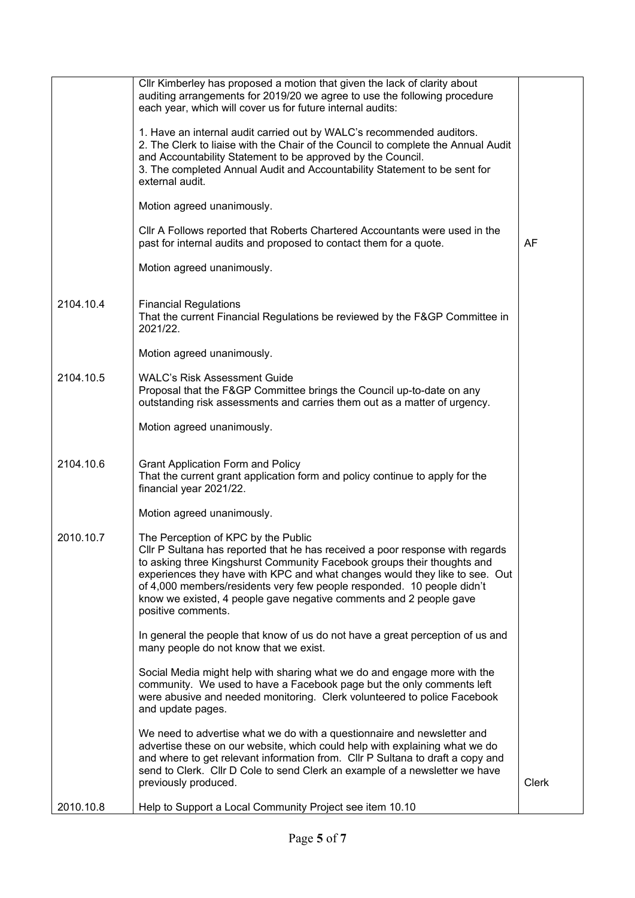| | | |
|---|---|---|
| | Cllr Kimberley has proposed a motion that given the lack of clarity about auditing arrangements for 2019/20 we agree to use the following procedure each year, which will cover us for future internal audits:<br><br>1. Have an internal audit carried out by WALC's recommended auditors.<br>2. The Clerk to liaise with the Chair of the Council to complete the Annual Audit and Accountability Statement to be approved by the Council.<br>3. The completed Annual Audit and Accountability Statement to be sent for external audit.<br><br>Motion agreed unanimously.<br><br>Cllr A Follows reported that Roberts Chartered Accountants were used in the past for internal audits and proposed to contact them for a quote.<br><br>Motion agreed unanimously. | AF |
| 2104.10.4 | Financial Regulations<br>That the current Financial Regulations be reviewed by the F&GP Committee in 2021/22.<br><br>Motion agreed unanimously. | |
| 2104.10.5 | WALC's Risk Assessment Guide<br>Proposal that the F&GP Committee brings the Council up-to-date on any outstanding risk assessments and carries them out as a matter of urgency.<br><br>Motion agreed unanimously. | |
| 2104.10.6 | Grant Application Form and Policy<br>That the current grant application form and policy continue to apply for the financial year 2021/22.<br><br>Motion agreed unanimously. | |
| 2010.10.7 | The Perception of KPC by the Public<br>Cllr P Sultana has reported that he has received a poor response with regards to asking three Kingshurst Community Facebook groups their thoughts and experiences they have with KPC and what changes would they like to see. Out of 4,000 members/residents very few people responded. 10 people didn't know we existed, 4 people gave negative comments and 2 people gave positive comments.<br><br>In general the people that know of us do not have a great perception of us and many people do not know that we exist.<br><br>Social Media might help with sharing what we do and engage more with the community. We used to have a Facebook page but the only comments left were abusive and needed monitoring. Clerk volunteered to police Facebook and update pages.<br><br>We need to advertise what we do with a questionnaire and newsletter and advertise these on our website, which could help with explaining what we do and where to get relevant information from. Cllr P Sultana to draft a copy and send to Clerk. Cllr D Cole to send Clerk an example of a newsletter we have previously produced. | Clerk |
| 2010.10.8 | Help to Support a Local Community Project see item 10.10 | |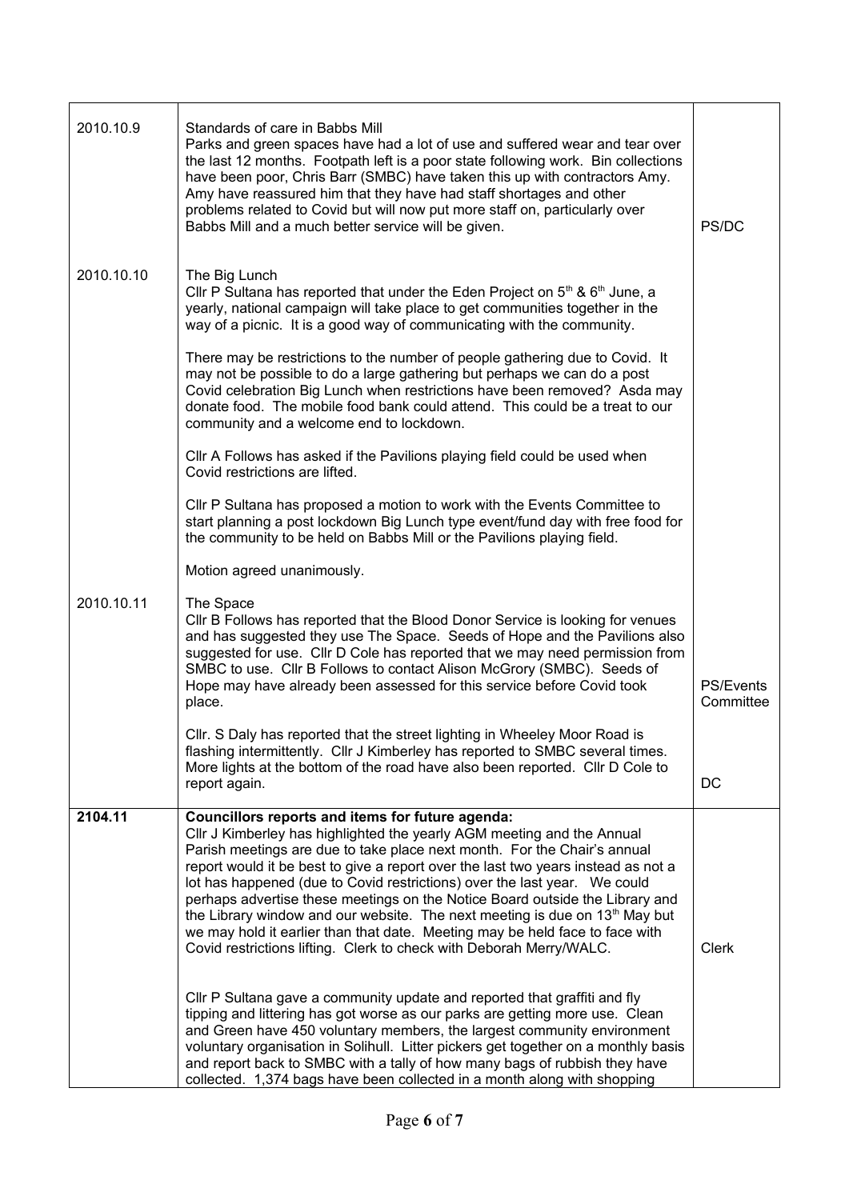| | | |
|---|---|---|
| 2010.10.9 | Standards of care in Babbs Mill<br>Parks and green spaces have had a lot of use and suffered wear and tear over the last 12 months. Footpath left is a poor state following work. Bin collections have been poor, Chris Barr (SMBC) have taken this up with contractors Amy. Amy have reassured him that they have had staff shortages and other problems related to Covid but will now put more staff on, particularly over Babbs Mill and a much better service will be given. | PS/DC |
| 2010.10.10 | The Big Lunch<br>Cllr P Sultana has reported that under the Eden Project on 5th & 6th June, a yearly, national campaign will take place to get communities together in the way of a picnic. It is a good way of communicating with the community.<br><br>There may be restrictions to the number of people gathering due to Covid. It may not be possible to do a large gathering but perhaps we can do a post Covid celebration Big Lunch when restrictions have been removed? Asda may donate food. The mobile food bank could attend. This could be a treat to our community and a welcome end to lockdown.<br><br>Cllr A Follows has asked if the Pavilions playing field could be used when Covid restrictions are lifted.<br><br>Cllr P Sultana has proposed a motion to work with the Events Committee to start planning a post lockdown Big Lunch type event/fund day with free food for the community to be held on Babbs Mill or the Pavilions playing field.<br><br>Motion agreed unanimously. | PS/Events Committee |
| 2010.10.11 | The Space<br>Cllr B Follows has reported that the Blood Donor Service is looking for venues and has suggested they use The Space. Seeds of Hope and the Pavilions also suggested for use. Cllr D Cole has reported that we may need permission from SMBC to use. Cllr B Follows to contact Alison McGrory (SMBC). Seeds of Hope may have already been assessed for this service before Covid took place.<br><br>Cllr. S Daly has reported that the street lighting in Wheeley Moor Road is flashing intermittently. Cllr J Kimberley has reported to SMBC several times. More lights at the bottom of the road have also been reported. Cllr D Cole to report again. | DC |
| **2104.11** | **Councillors reports and items for future agenda:**<br>Cllr J Kimberley has highlighted the yearly AGM meeting and the Annual Parish meetings are due to take place next month. For the Chair's annual report would it be best to give a report over the last two years instead as not a lot has happened (due to Covid restrictions) over the last year. We could perhaps advertise these meetings on the Notice Board outside the Library and the Library window and our website. The next meeting is due on 13th May but we may hold it earlier than that date. Meeting may be held face to face with Covid restrictions lifting. Clerk to check with Deborah Merry/WALC.<br><br>Cllr P Sultana gave a community update and reported that graffiti and fly tipping and littering has got worse as our parks are getting more use. Clean and Green have 450 voluntary members, the largest community environment voluntary organisation in Solihull. Litter pickers get together on a monthly basis and report back to SMBC with a tally of how many bags of rubbish they have collected. 1,374 bags have been collected in a month along with shopping | Clerk |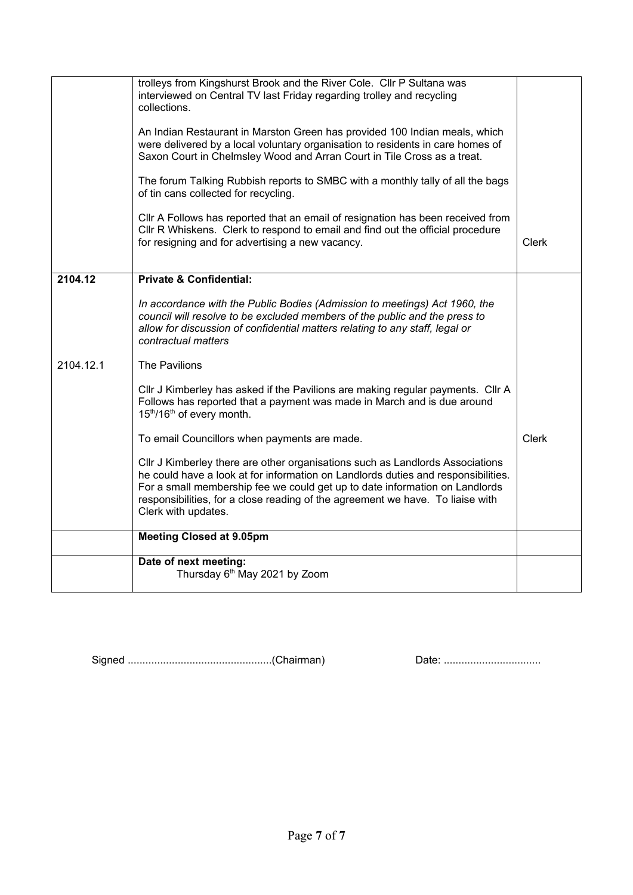| | | |
|---|---|---|
| | trolleys from Kingshurst Brook and the River Cole. Cllr P Sultana was interviewed on Central TV last Friday regarding trolley and recycling collections.<br><br>An Indian Restaurant in Marston Green has provided 100 Indian meals, which were delivered by a local voluntary organisation to residents in care homes of Saxon Court in Chelmsley Wood and Arran Court in Tile Cross as a treat.<br><br>The forum Talking Rubbish reports to SMBC with a monthly tally of all the bags of tin cans collected for recycling.<br><br>Cllr A Follows has reported that an email of resignation has been received from Cllr R Whiskens. Clerk to respond to email and find out the official procedure for resigning and for advertising a new vacancy. | Clerk |
| **2104.12** | **Private & Confidential:**<br><br>*In accordance with the Public Bodies (Admission to meetings) Act 1960, the council will resolve to be excluded members of the public and the press to allow for discussion of confidential matters relating to any staff, legal or contractual matters* | |
| 2104.12.1 | The Pavilions<br><br>Cllr J Kimberley has asked if the Pavilions are making regular payments. Cllr A Follows has reported that a payment was made in March and is due around 15th/16th of every month.<br><br>To email Councillors when payments are made. | Clerk |
| | Cllr J Kimberley there are other organisations such as Landlords Associations he could have a look at for information on Landlords duties and responsibilities. For a small membership fee we could get up to date information on Landlords responsibilities, for a close reading of the agreement we have. To liaise with Clerk with updates. | |
| | **Meeting Closed at 9.05pm** | |
| | **Date of next meeting:**<br>Thursday 6th May 2021 by Zoom | |

Signed ................................................(Chairman) Date: ................................